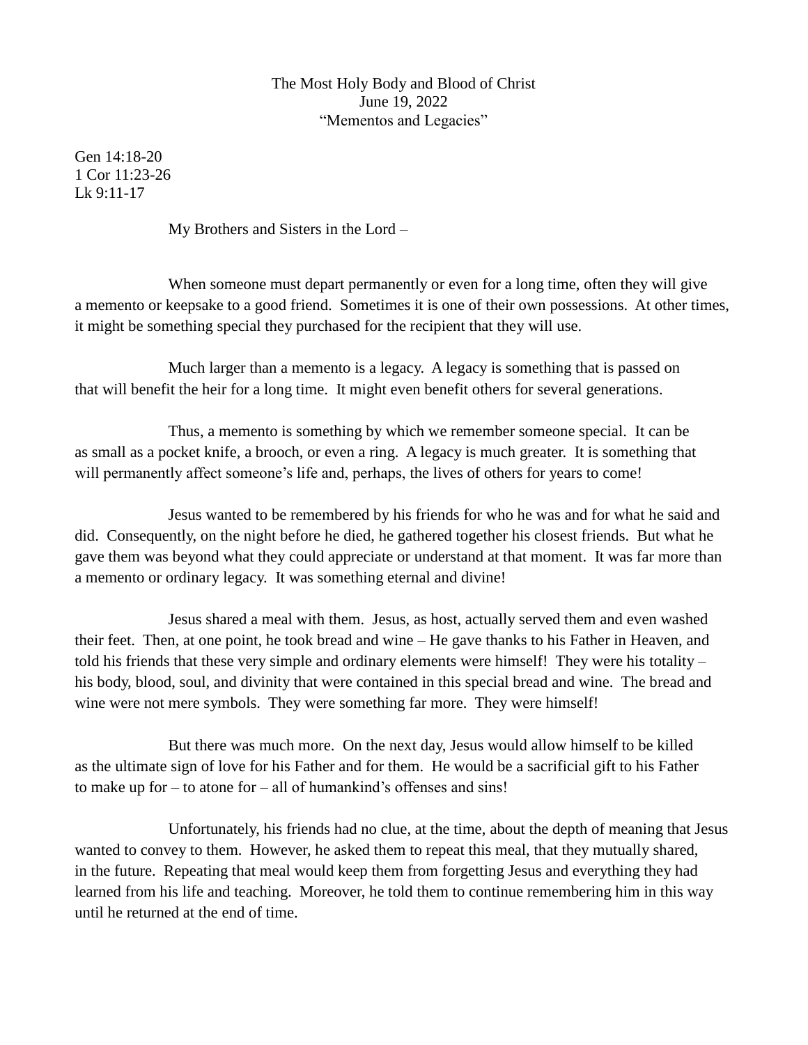The Most Holy Body and Blood of Christ
June 19, 2022
"Mementos and Legacies"

Gen 14:18-20
1 Cor 11:23-26
Lk 9:11-17

My Brothers and Sisters in the Lord –

When someone must depart permanently or even for a long time, often they will give a memento or keepsake to a good friend. Sometimes it is one of their own possessions. At other times, it might be something special they purchased for the recipient that they will use.

Much larger than a memento is a legacy. A legacy is something that is passed on that will benefit the heir for a long time. It might even benefit others for several generations.

Thus, a memento is something by which we remember someone special. It can be as small as a pocket knife, a brooch, or even a ring. A legacy is much greater. It is something that will permanently affect someone's life and, perhaps, the lives of others for years to come!

Jesus wanted to be remembered by his friends for who he was and for what he said and did. Consequently, on the night before he died, he gathered together his closest friends. But what he gave them was beyond what they could appreciate or understand at that moment. It was far more than a memento or ordinary legacy. It was something eternal and divine!

Jesus shared a meal with them. Jesus, as host, actually served them and even washed their feet. Then, at one point, he took bread and wine – He gave thanks to his Father in Heaven, and told his friends that these very simple and ordinary elements were himself! They were his totality – his body, blood, soul, and divinity that were contained in this special bread and wine. The bread and wine were not mere symbols. They were something far more. They were himself!

But there was much more. On the next day, Jesus would allow himself to be killed as the ultimate sign of love for his Father and for them. He would be a sacrificial gift to his Father to make up for – to atone for – all of humankind's offenses and sins!

Unfortunately, his friends had no clue, at the time, about the depth of meaning that Jesus wanted to convey to them. However, he asked them to repeat this meal, that they mutually shared, in the future. Repeating that meal would keep them from forgetting Jesus and everything they had learned from his life and teaching. Moreover, he told them to continue remembering him in this way until he returned at the end of time.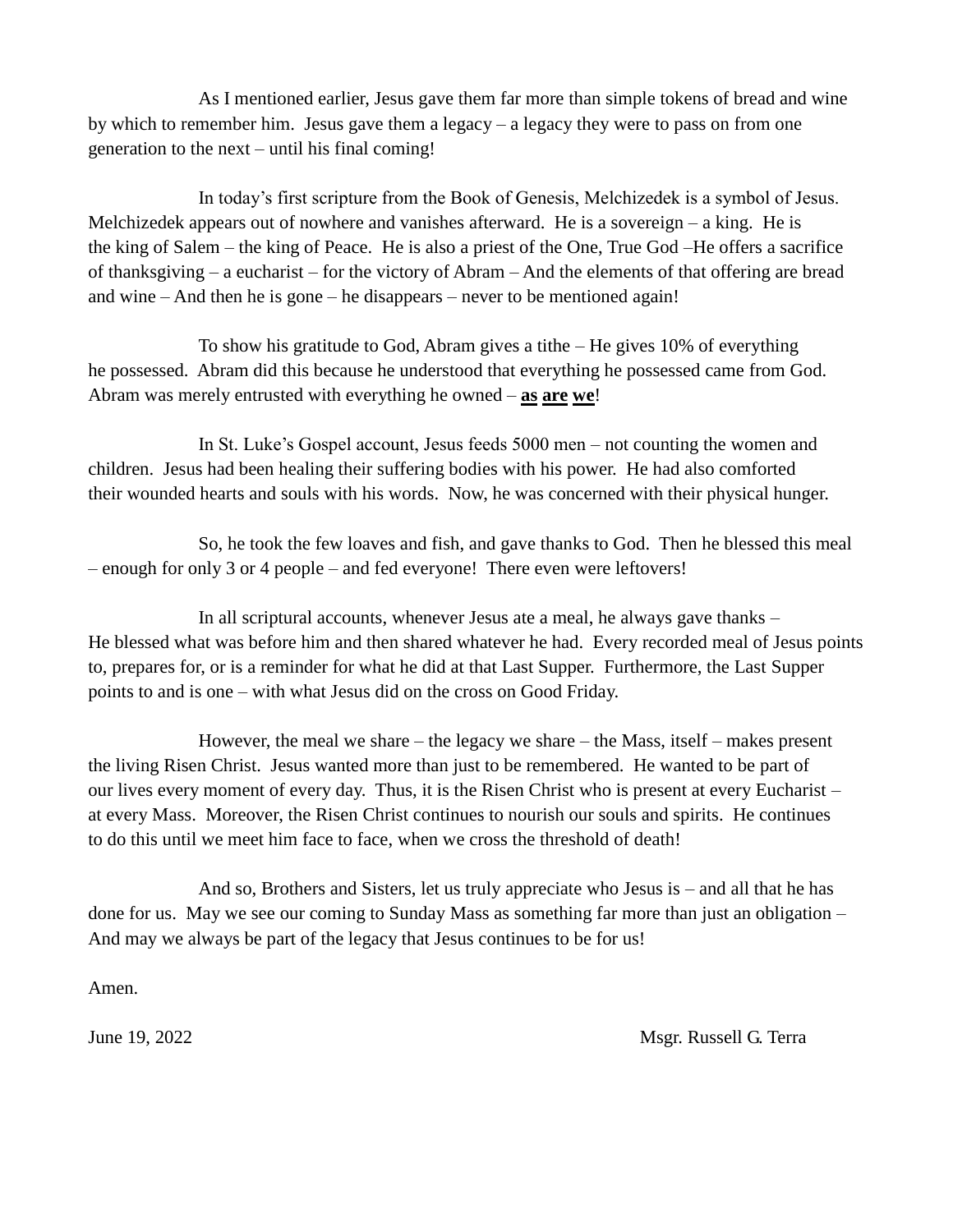As I mentioned earlier, Jesus gave them far more than simple tokens of bread and wine by which to remember him. Jesus gave them a legacy – a legacy they were to pass on from one generation to the next – until his final coming!

In today's first scripture from the Book of Genesis, Melchizedek is a symbol of Jesus. Melchizedek appears out of nowhere and vanishes afterward. He is a sovereign – a king. He is the king of Salem – the king of Peace. He is also a priest of the One, True God –He offers a sacrifice of thanksgiving – a eucharist – for the victory of Abram – And the elements of that offering are bread and wine – And then he is gone – he disappears – never to be mentioned again!

To show his gratitude to God, Abram gives a tithe – He gives 10% of everything he possessed. Abram did this because he understood that everything he possessed came from God. Abram was merely entrusted with everything he owned – **<u>as</u> <u>are</u> <u>we</u>**!

In St. Luke's Gospel account, Jesus feeds 5000 men – not counting the women and children. Jesus had been healing their suffering bodies with his power. He had also comforted their wounded hearts and souls with his words. Now, he was concerned with their physical hunger.

So, he took the few loaves and fish, and gave thanks to God. Then he blessed this meal – enough for only 3 or 4 people – and fed everyone! There even were leftovers!

In all scriptural accounts, whenever Jesus ate a meal, he always gave thanks – He blessed what was before him and then shared whatever he had. Every recorded meal of Jesus points to, prepares for, or is a reminder for what he did at that Last Supper. Furthermore, the Last Supper points to and is one – with what Jesus did on the cross on Good Friday.

However, the meal we share – the legacy we share – the Mass, itself – makes present the living Risen Christ. Jesus wanted more than just to be remembered. He wanted to be part of our lives every moment of every day. Thus, it is the Risen Christ who is present at every Eucharist – at every Mass. Moreover, the Risen Christ continues to nourish our souls and spirits. He continues to do this until we meet him face to face, when we cross the threshold of death!

And so, Brothers and Sisters, let us truly appreciate who Jesus is – and all that he has done for us. May we see our coming to Sunday Mass as something far more than just an obligation – And may we always be part of the legacy that Jesus continues to be for us!

Amen.

June 19, 2022 Msgr. Russell G. Terra